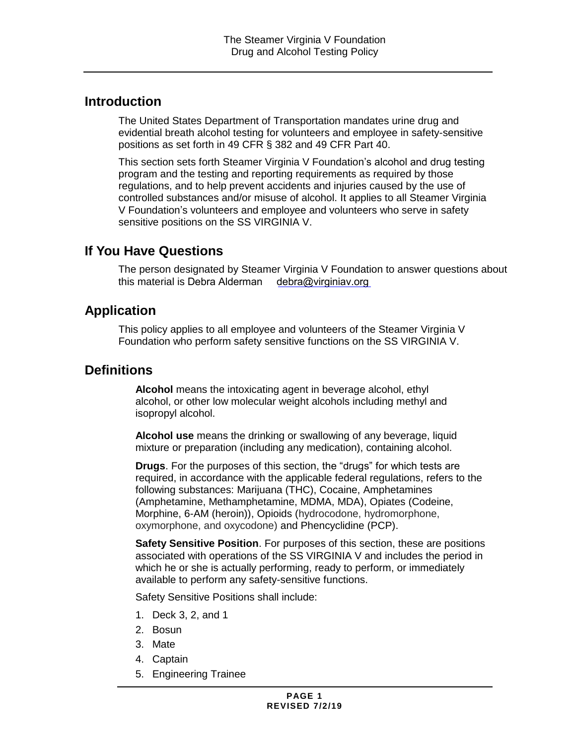# The Steamer Virginia V Foundation
# Drug and Alcohol Testing Policy

## Introduction

The United States Department of Transportation mandates urine drug and evidential breath alcohol testing for volunteers and employee in safety-sensitive positions as set forth in 49 CFR § 382 and 49 CFR Part 40.

This section sets forth Steamer Virginia V Foundation's alcohol and drug testing program and the testing and reporting requirements as required by those regulations, and to help prevent accidents and injuries caused by the use of controlled substances and/or misuse of alcohol. It applies to all Steamer Virginia V Foundation's volunteers and employee and volunteers who serve in safety sensitive positions on the SS VIRGINIA V.

## If You Have Questions

The person designated by Steamer Virginia V Foundation to answer questions about this material is Debra Alderman debra@virginiav.org

## Application

This policy applies to all employee and volunteers of the Steamer Virginia V Foundation who perform safety sensitive functions on the SS VIRGINIA V.

## Definitions

**Alcohol** means the intoxicating agent in beverage alcohol, ethyl alcohol, or other low molecular weight alcohols including methyl and isopropyl alcohol.

**Alcohol use** means the drinking or swallowing of any beverage, liquid mixture or preparation (including any medication), containing alcohol.

**Drugs**. For the purposes of this section, the "drugs" for which tests are required, in accordance with the applicable federal regulations, refers to the following substances: Marijuana (THC), Cocaine, Amphetamines (Amphetamine, Methamphetamine, MDMA, MDA), Opiates (Codeine, Morphine, 6-AM (heroin)), Opioids (hydrocodone, hydromorphone, oxymorphone, and oxycodone) and Phencyclidine (PCP).

**Safety Sensitive Position**. For purposes of this section, these are positions associated with operations of the SS VIRGINIA V and includes the period in which he or she is actually performing, ready to perform, or immediately available to perform any safety-sensitive functions.

Safety Sensitive Positions shall include:

1. Deck 3, 2, and 1
2. Bosun
3. Mate
4. Captain
5. Engineering Trainee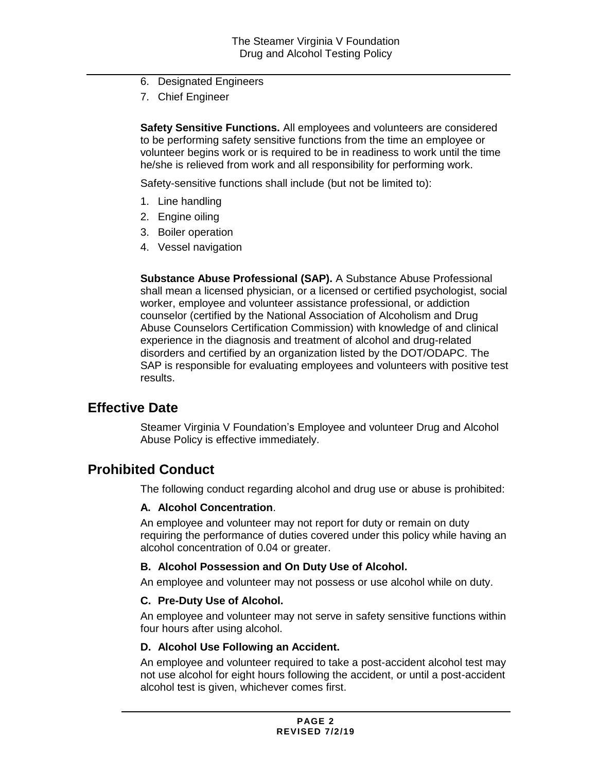6. Designated Engineers
7. Chief Engineer

**Safety Sensitive Functions.** All employees and volunteers are considered to be performing safety sensitive functions from the time an employee or volunteer begins work or is required to be in readiness to work until the time he/she is relieved from work and all responsibility for performing work.

Safety-sensitive functions shall include (but not be limited to):

1. Line handling
2. Engine oiling
3. Boiler operation
4. Vessel navigation

**Substance Abuse Professional (SAP).** A Substance Abuse Professional shall mean a licensed physician, or a licensed or certified psychologist, social worker, employee and volunteer assistance professional, or addiction counselor (certified by the National Association of Alcoholism and Drug Abuse Counselors Certification Commission) with knowledge of and clinical experience in the diagnosis and treatment of alcohol and drug-related disorders and certified by an organization listed by the DOT/ODAPC. The SAP is responsible for evaluating employees and volunteers with positive test results.

## Effective Date

Steamer Virginia V Foundation's Employee and volunteer Drug and Alcohol Abuse Policy is effective immediately.

## Prohibited Conduct

The following conduct regarding alcohol and drug use or abuse is prohibited:

### A. Alcohol Concentration.

An employee and volunteer may not report for duty or remain on duty requiring the performance of duties covered under this policy while having an alcohol concentration of 0.04 or greater.

### B. Alcohol Possession and On Duty Use of Alcohol.

An employee and volunteer may not possess or use alcohol while on duty.

### C. Pre-Duty Use of Alcohol.

An employee and volunteer may not serve in safety sensitive functions within four hours after using alcohol.

### D. Alcohol Use Following an Accident.

An employee and volunteer required to take a post-accident alcohol test may not use alcohol for eight hours following the accident, or until a post-accident alcohol test is given, whichever comes first.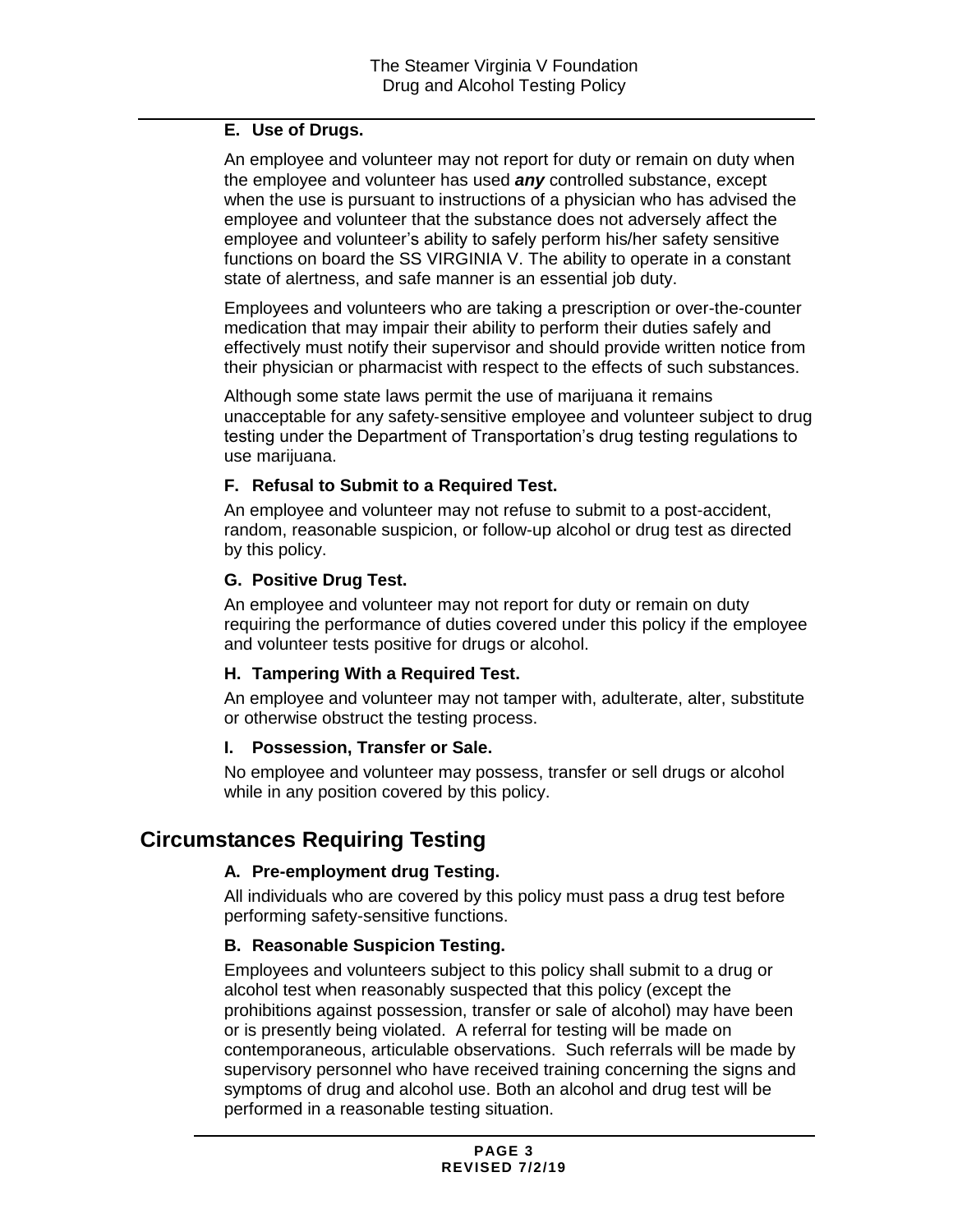### E. Use of Drugs.

An employee and volunteer may not report for duty or remain on duty when the employee and volunteer has used ***any*** controlled substance, except when the use is pursuant to instructions of a physician who has advised the employee and volunteer that the substance does not adversely affect the employee and volunteer's ability to safely perform his/her safety sensitive functions on board the SS VIRGINIA V. The ability to operate in a constant state of alertness, and safe manner is an essential job duty.

Employees and volunteers who are taking a prescription or over-the-counter medication that may impair their ability to perform their duties safely and effectively must notify their supervisor and should provide written notice from their physician or pharmacist with respect to the effects of such substances.

Although some state laws permit the use of marijuana it remains unacceptable for any safety-sensitive employee and volunteer subject to drug testing under the Department of Transportation's drug testing regulations to use marijuana.

### F. Refusal to Submit to a Required Test.

An employee and volunteer may not refuse to submit to a post-accident, random, reasonable suspicion, or follow-up alcohol or drug test as directed by this policy.

### G. Positive Drug Test.

An employee and volunteer may not report for duty or remain on duty requiring the performance of duties covered under this policy if the employee and volunteer tests positive for drugs or alcohol.

### H. Tampering With a Required Test.

An employee and volunteer may not tamper with, adulterate, alter, substitute or otherwise obstruct the testing process.

### I. Possession, Transfer or Sale.

No employee and volunteer may possess, transfer or sell drugs or alcohol while in any position covered by this policy.

## Circumstances Requiring Testing

### A. Pre-employment drug Testing.

All individuals who are covered by this policy must pass a drug test before performing safety-sensitive functions.

### B. Reasonable Suspicion Testing.

Employees and volunteers subject to this policy shall submit to a drug or alcohol test when reasonably suspected that this policy (except the prohibitions against possession, transfer or sale of alcohol) may have been or is presently being violated. A referral for testing will be made on contemporaneous, articulable observations. Such referrals will be made by supervisory personnel who have received training concerning the signs and symptoms of drug and alcohol use. Both an alcohol and drug test will be performed in a reasonable testing situation.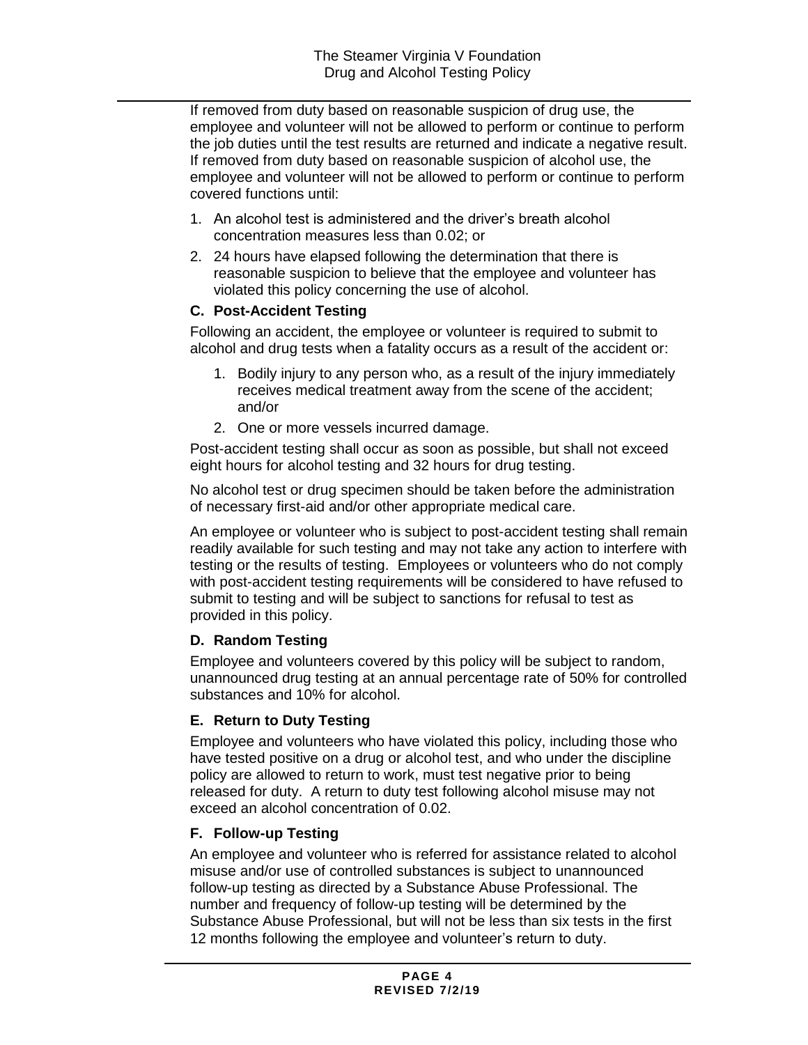If removed from duty based on reasonable suspicion of drug use, the employee and volunteer will not be allowed to perform or continue to perform the job duties until the test results are returned and indicate a negative result. If removed from duty based on reasonable suspicion of alcohol use, the employee and volunteer will not be allowed to perform or continue to perform covered functions until:

1. An alcohol test is administered and the driver's breath alcohol concentration measures less than 0.02; or
2. 24 hours have elapsed following the determination that there is reasonable suspicion to believe that the employee and volunteer has violated this policy concerning the use of alcohol.

### C. Post-Accident Testing

Following an accident, the employee or volunteer is required to submit to alcohol and drug tests when a fatality occurs as a result of the accident or:

1. Bodily injury to any person who, as a result of the injury immediately receives medical treatment away from the scene of the accident; and/or
2. One or more vessels incurred damage.

Post-accident testing shall occur as soon as possible, but shall not exceed eight hours for alcohol testing and 32 hours for drug testing.

No alcohol test or drug specimen should be taken before the administration of necessary first-aid and/or other appropriate medical care.

An employee or volunteer who is subject to post-accident testing shall remain readily available for such testing and may not take any action to interfere with testing or the results of testing. Employees or volunteers who do not comply with post-accident testing requirements will be considered to have refused to submit to testing and will be subject to sanctions for refusal to test as provided in this policy.

### D. Random Testing

Employee and volunteers covered by this policy will be subject to random, unannounced drug testing at an annual percentage rate of 50% for controlled substances and 10% for alcohol.

### E. Return to Duty Testing

Employee and volunteers who have violated this policy, including those who have tested positive on a drug or alcohol test, and who under the discipline policy are allowed to return to work, must test negative prior to being released for duty. A return to duty test following alcohol misuse may not exceed an alcohol concentration of 0.02.

### F. Follow-up Testing

An employee and volunteer who is referred for assistance related to alcohol misuse and/or use of controlled substances is subject to unannounced follow-up testing as directed by a Substance Abuse Professional. The number and frequency of follow-up testing will be determined by the Substance Abuse Professional, but will not be less than six tests in the first 12 months following the employee and volunteer's return to duty.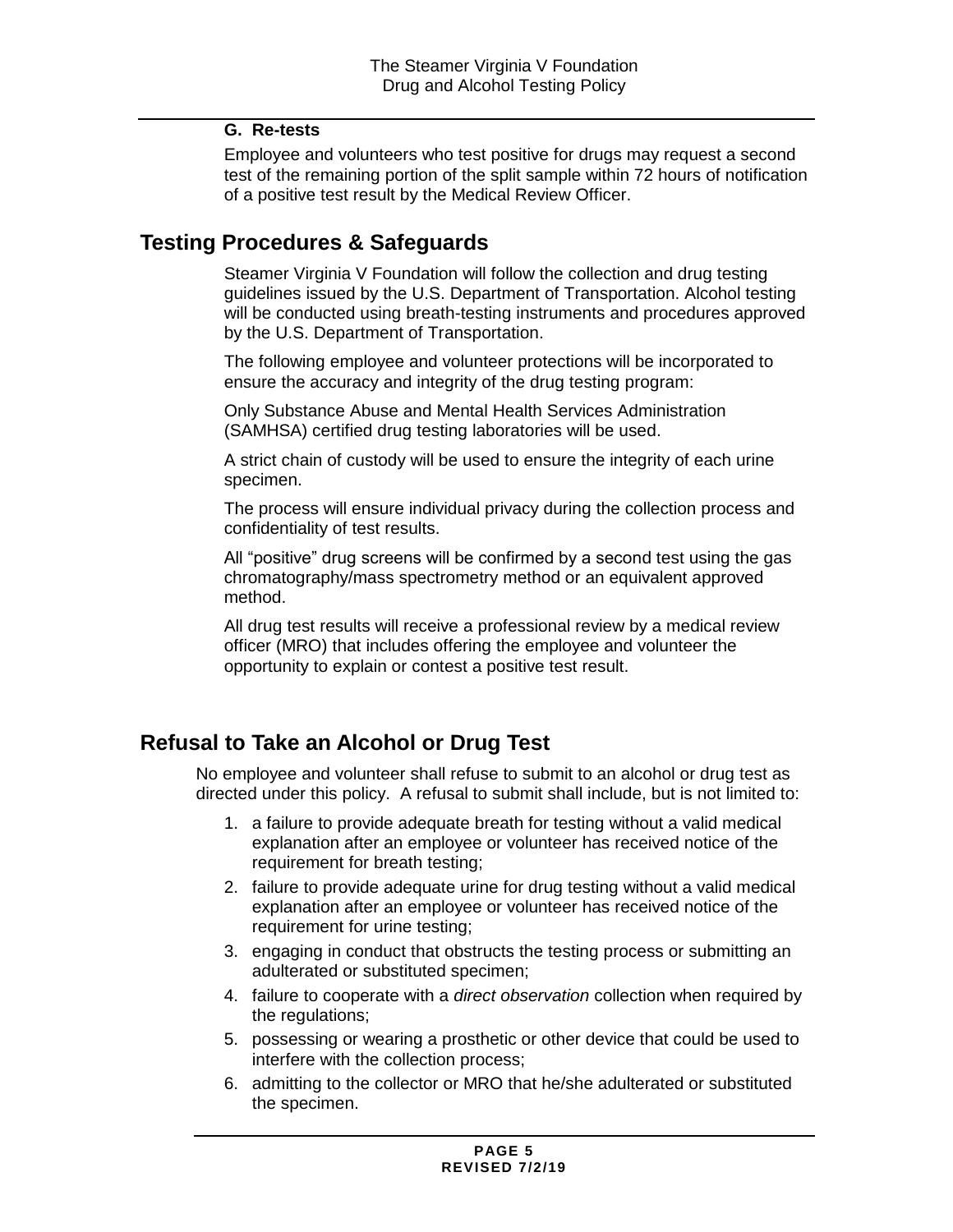#### G. Re-tests

Employee and volunteers who test positive for drugs may request a second test of the remaining portion of the split sample within 72 hours of notification of a positive test result by the Medical Review Officer.

## Testing Procedures & Safeguards

Steamer Virginia V Foundation will follow the collection and drug testing guidelines issued by the U.S. Department of Transportation. Alcohol testing will be conducted using breath-testing instruments and procedures approved by the U.S. Department of Transportation.

The following employee and volunteer protections will be incorporated to ensure the accuracy and integrity of the drug testing program:

Only Substance Abuse and Mental Health Services Administration (SAMHSA) certified drug testing laboratories will be used.

A strict chain of custody will be used to ensure the integrity of each urine specimen.

The process will ensure individual privacy during the collection process and confidentiality of test results.

All "positive" drug screens will be confirmed by a second test using the gas chromatography/mass spectrometry method or an equivalent approved method.

All drug test results will receive a professional review by a medical review officer (MRO) that includes offering the employee and volunteer the opportunity to explain or contest a positive test result.

## Refusal to Take an Alcohol or Drug Test

No employee and volunteer shall refuse to submit to an alcohol or drug test as directed under this policy. A refusal to submit shall include, but is not limited to:

1. a failure to provide adequate breath for testing without a valid medical explanation after an employee or volunteer has received notice of the requirement for breath testing;
2. failure to provide adequate urine for drug testing without a valid medical explanation after an employee or volunteer has received notice of the requirement for urine testing;
3. engaging in conduct that obstructs the testing process or submitting an adulterated or substituted specimen;
4. failure to cooperate with a *direct observation* collection when required by the regulations;
5. possessing or wearing a prosthetic or other device that could be used to interfere with the collection process;
6. admitting to the collector or MRO that he/she adulterated or substituted the specimen.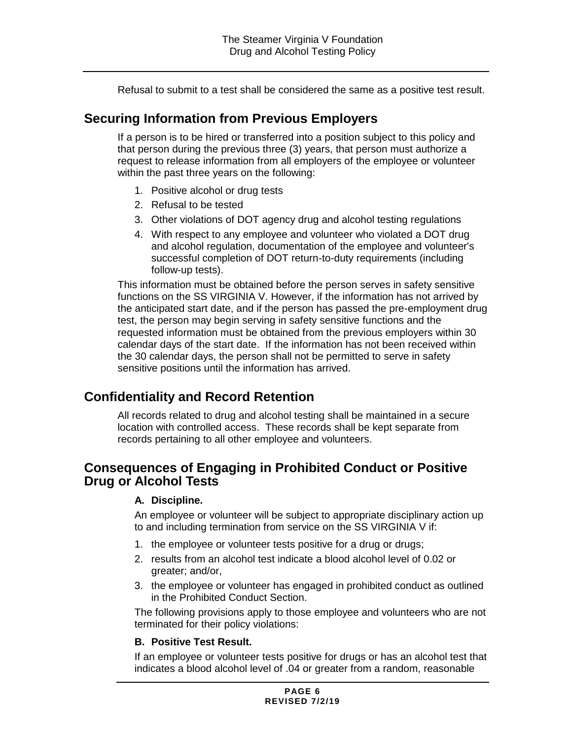Refusal to submit to a test shall be considered the same as a positive test result.

## Securing Information from Previous Employers

If a person is to be hired or transferred into a position subject to this policy and that person during the previous three (3) years, that person must authorize a request to release information from all employers of the employee or volunteer within the past three years on the following:

1. Positive alcohol or drug tests
2. Refusal to be tested
3. Other violations of DOT agency drug and alcohol testing regulations
4. With respect to any employee and volunteer who violated a DOT drug and alcohol regulation, documentation of the employee and volunteer's successful completion of DOT return-to-duty requirements (including follow-up tests).

This information must be obtained before the person serves in safety sensitive functions on the SS VIRGINIA V. However, if the information has not arrived by the anticipated start date, and if the person has passed the pre-employment drug test, the person may begin serving in safety sensitive functions and the requested information must be obtained from the previous employers within 30 calendar days of the start date. If the information has not been received within the 30 calendar days, the person shall not be permitted to serve in safety sensitive positions until the information has arrived.

## Confidentiality and Record Retention

All records related to drug and alcohol testing shall be maintained in a secure location with controlled access. These records shall be kept separate from records pertaining to all other employee and volunteers.

## Consequences of Engaging in Prohibited Conduct or Positive Drug or Alcohol Tests

### A. Discipline.

An employee or volunteer will be subject to appropriate disciplinary action up to and including termination from service on the SS VIRGINIA V if:

1. the employee or volunteer tests positive for a drug or drugs;
2. results from an alcohol test indicate a blood alcohol level of 0.02 or greater; and/or,
3. the employee or volunteer has engaged in prohibited conduct as outlined in the Prohibited Conduct Section.

The following provisions apply to those employee and volunteers who are not terminated for their policy violations:

### B. Positive Test Result.

If an employee or volunteer tests positive for drugs or has an alcohol test that indicates a blood alcohol level of .04 or greater from a random, reasonable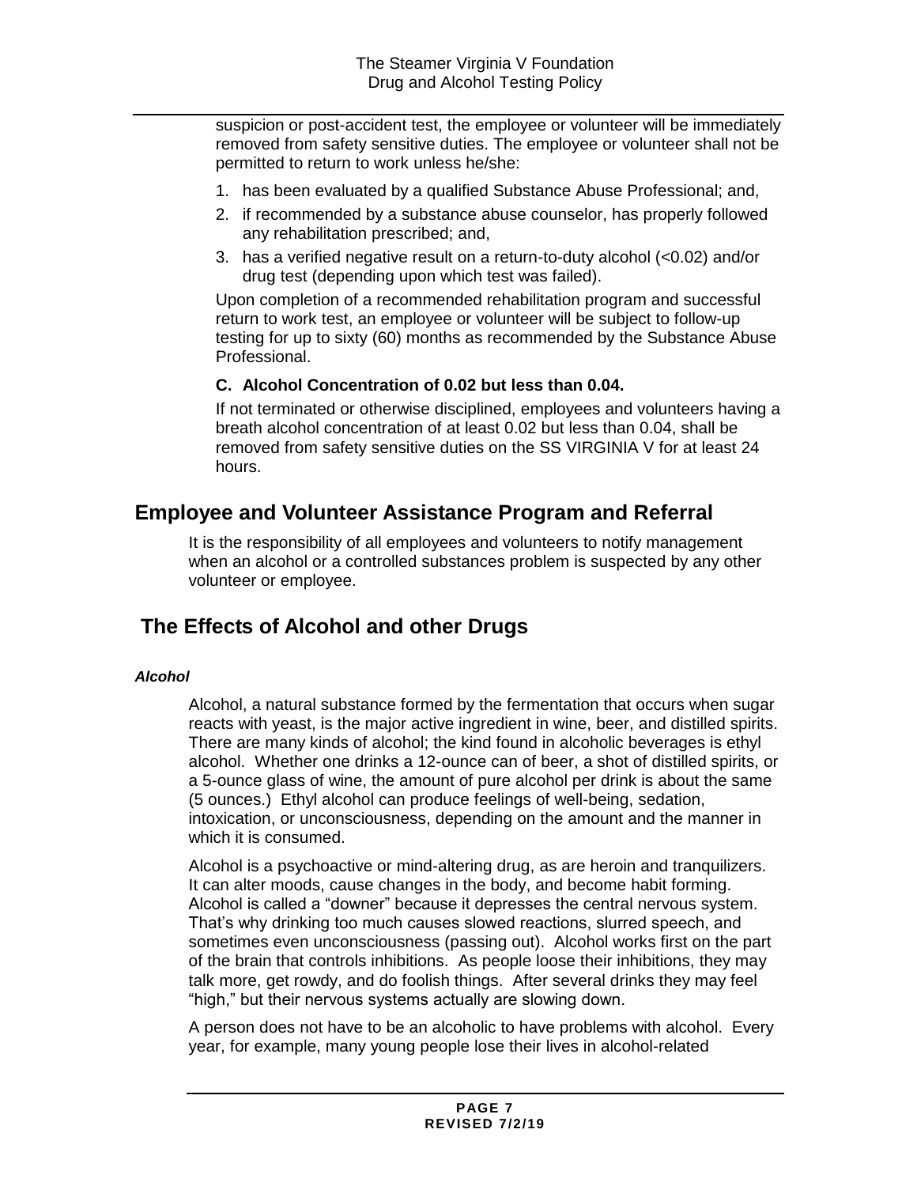suspicion or post-accident test, the employee or volunteer will be immediately removed from safety sensitive duties. The employee or volunteer shall not be permitted to return to work unless he/she:

1. has been evaluated by a qualified Substance Abuse Professional; and,
2. if recommended by a substance abuse counselor, has properly followed any rehabilitation prescribed; and,
3. has a verified negative result on a return-to-duty alcohol (<0.02) and/or drug test (depending upon which test was failed).

Upon completion of a recommended rehabilitation program and successful return to work test, an employee or volunteer will be subject to follow-up testing for up to sixty (60) months as recommended by the Substance Abuse Professional.

**C. Alcohol Concentration of 0.02 but less than 0.04.**

If not terminated or otherwise disciplined, employees and volunteers having a breath alcohol concentration of at least 0.02 but less than 0.04, shall be removed from safety sensitive duties on the SS VIRGINIA V for at least 24 hours.

## Employee and Volunteer Assistance Program and Referral

It is the responsibility of all employees and volunteers to notify management when an alcohol or a controlled substances problem is suspected by any other volunteer or employee.

## The Effects of Alcohol and other Drugs

***Alcohol***

Alcohol, a natural substance formed by the fermentation that occurs when sugar reacts with yeast, is the major active ingredient in wine, beer, and distilled spirits. There are many kinds of alcohol; the kind found in alcoholic beverages is ethyl alcohol. Whether one drinks a 12-ounce can of beer, a shot of distilled spirits, or a 5-ounce glass of wine, the amount of pure alcohol per drink is about the same (5 ounces.) Ethyl alcohol can produce feelings of well-being, sedation, intoxication, or unconsciousness, depending on the amount and the manner in which it is consumed.

Alcohol is a psychoactive or mind-altering drug, as are heroin and tranquilizers. It can alter moods, cause changes in the body, and become habit forming. Alcohol is called a "downer" because it depresses the central nervous system. That's why drinking too much causes slowed reactions, slurred speech, and sometimes even unconsciousness (passing out). Alcohol works first on the part of the brain that controls inhibitions. As people loose their inhibitions, they may talk more, get rowdy, and do foolish things. After several drinks they may feel "high," but their nervous systems actually are slowing down.

A person does not have to be an alcoholic to have problems with alcohol. Every year, for example, many young people lose their lives in alcohol-related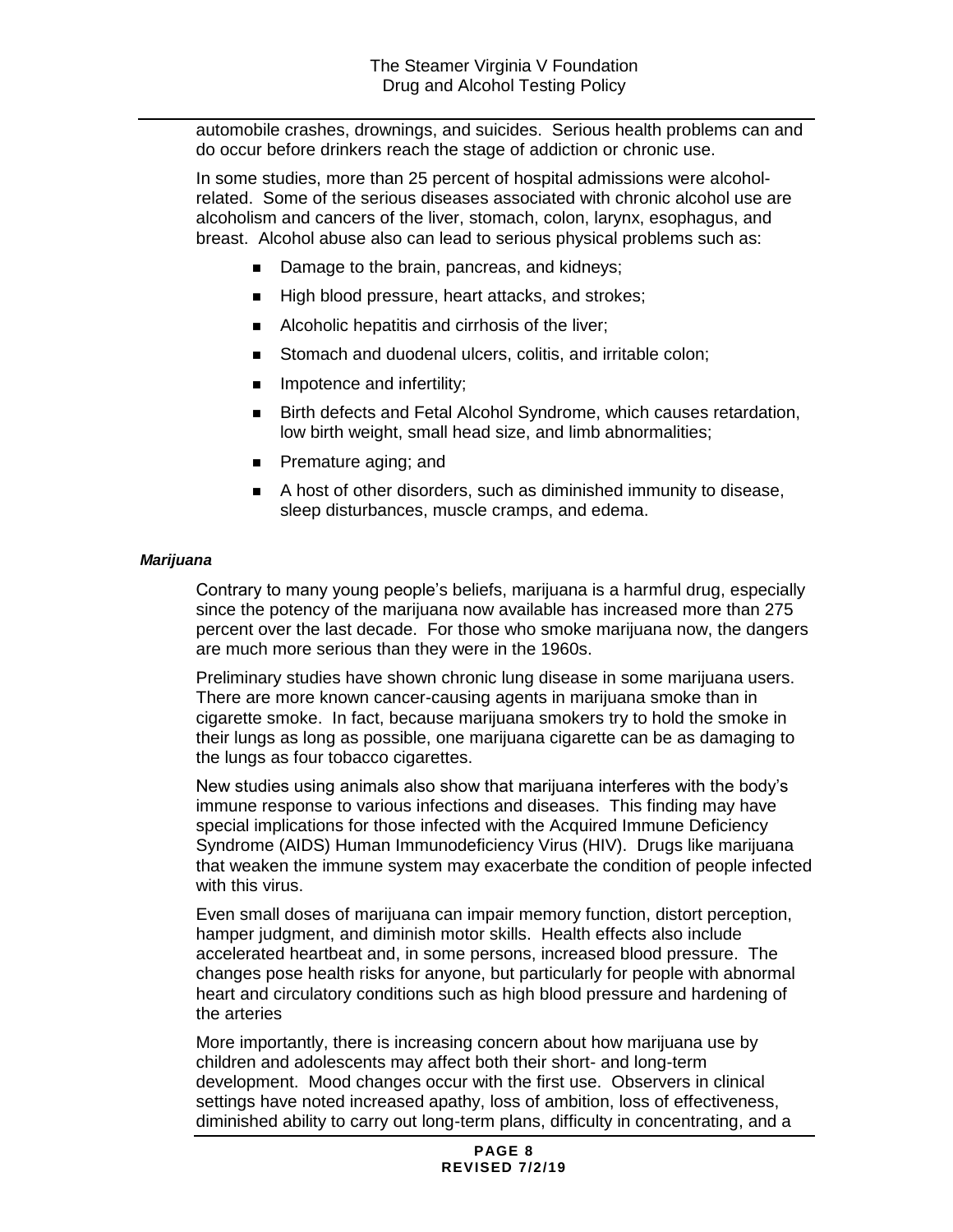automobile crashes, drownings, and suicides. Serious health problems can and do occur before drinkers reach the stage of addiction or chronic use.

In some studies, more than 25 percent of hospital admissions were alcohol-related. Some of the serious diseases associated with chronic alcohol use are alcoholism and cancers of the liver, stomach, colon, larynx, esophagus, and breast. Alcohol abuse also can lead to serious physical problems such as:

- Damage to the brain, pancreas, and kidneys;
- High blood pressure, heart attacks, and strokes;
- Alcoholic hepatitis and cirrhosis of the liver;
- Stomach and duodenal ulcers, colitis, and irritable colon;
- Impotence and infertility;
- Birth defects and Fetal Alcohol Syndrome, which causes retardation, low birth weight, small head size, and limb abnormalities;
- Premature aging; and
- A host of other disorders, such as diminished immunity to disease, sleep disturbances, muscle cramps, and edema.

***Marijuana***

Contrary to many young people's beliefs, marijuana is a harmful drug, especially since the potency of the marijuana now available has increased more than 275 percent over the last decade. For those who smoke marijuana now, the dangers are much more serious than they were in the 1960s.

Preliminary studies have shown chronic lung disease in some marijuana users. There are more known cancer-causing agents in marijuana smoke than in cigarette smoke. In fact, because marijuana smokers try to hold the smoke in their lungs as long as possible, one marijuana cigarette can be as damaging to the lungs as four tobacco cigarettes.

New studies using animals also show that marijuana interferes with the body's immune response to various infections and diseases. This finding may have special implications for those infected with the Acquired Immune Deficiency Syndrome (AIDS) Human Immunodeficiency Virus (HIV). Drugs like marijuana that weaken the immune system may exacerbate the condition of people infected with this virus.

Even small doses of marijuana can impair memory function, distort perception, hamper judgment, and diminish motor skills. Health effects also include accelerated heartbeat and, in some persons, increased blood pressure. The changes pose health risks for anyone, but particularly for people with abnormal heart and circulatory conditions such as high blood pressure and hardening of the arteries

More importantly, there is increasing concern about how marijuana use by children and adolescents may affect both their short- and long-term development. Mood changes occur with the first use. Observers in clinical settings have noted increased apathy, loss of ambition, loss of effectiveness, diminished ability to carry out long-term plans, difficulty in concentrating, and a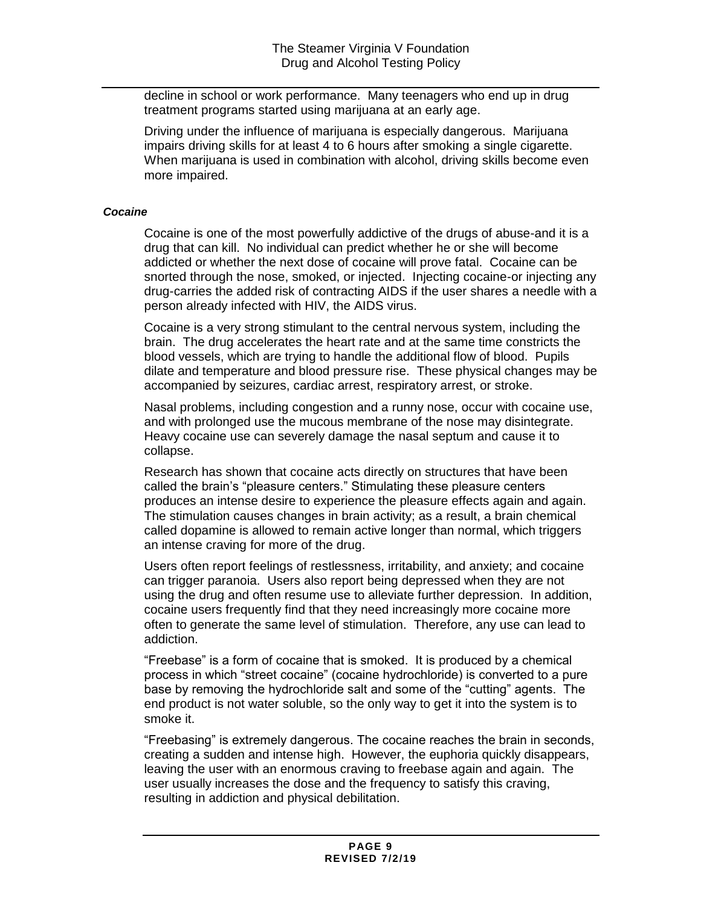decline in school or work performance. Many teenagers who end up in drug treatment programs started using marijuana at an early age.

Driving under the influence of marijuana is especially dangerous. Marijuana impairs driving skills for at least 4 to 6 hours after smoking a single cigarette. When marijuana is used in combination with alcohol, driving skills become even more impaired.

***Cocaine***

Cocaine is one of the most powerfully addictive of the drugs of abuse-and it is a drug that can kill. No individual can predict whether he or she will become addicted or whether the next dose of cocaine will prove fatal. Cocaine can be snorted through the nose, smoked, or injected. Injecting cocaine-or injecting any drug-carries the added risk of contracting AIDS if the user shares a needle with a person already infected with HIV, the AIDS virus.

Cocaine is a very strong stimulant to the central nervous system, including the brain. The drug accelerates the heart rate and at the same time constricts the blood vessels, which are trying to handle the additional flow of blood. Pupils dilate and temperature and blood pressure rise. These physical changes may be accompanied by seizures, cardiac arrest, respiratory arrest, or stroke.

Nasal problems, including congestion and a runny nose, occur with cocaine use, and with prolonged use the mucous membrane of the nose may disintegrate. Heavy cocaine use can severely damage the nasal septum and cause it to collapse.

Research has shown that cocaine acts directly on structures that have been called the brain's "pleasure centers." Stimulating these pleasure centers produces an intense desire to experience the pleasure effects again and again. The stimulation causes changes in brain activity; as a result, a brain chemical called dopamine is allowed to remain active longer than normal, which triggers an intense craving for more of the drug.

Users often report feelings of restlessness, irritability, and anxiety; and cocaine can trigger paranoia. Users also report being depressed when they are not using the drug and often resume use to alleviate further depression. In addition, cocaine users frequently find that they need increasingly more cocaine more often to generate the same level of stimulation. Therefore, any use can lead to addiction.

"Freebase" is a form of cocaine that is smoked. It is produced by a chemical process in which "street cocaine" (cocaine hydrochloride) is converted to a pure base by removing the hydrochloride salt and some of the "cutting" agents. The end product is not water soluble, so the only way to get it into the system is to smoke it.

"Freebasing" is extremely dangerous. The cocaine reaches the brain in seconds, creating a sudden and intense high. However, the euphoria quickly disappears, leaving the user with an enormous craving to freebase again and again. The user usually increases the dose and the frequency to satisfy this craving, resulting in addiction and physical debilitation.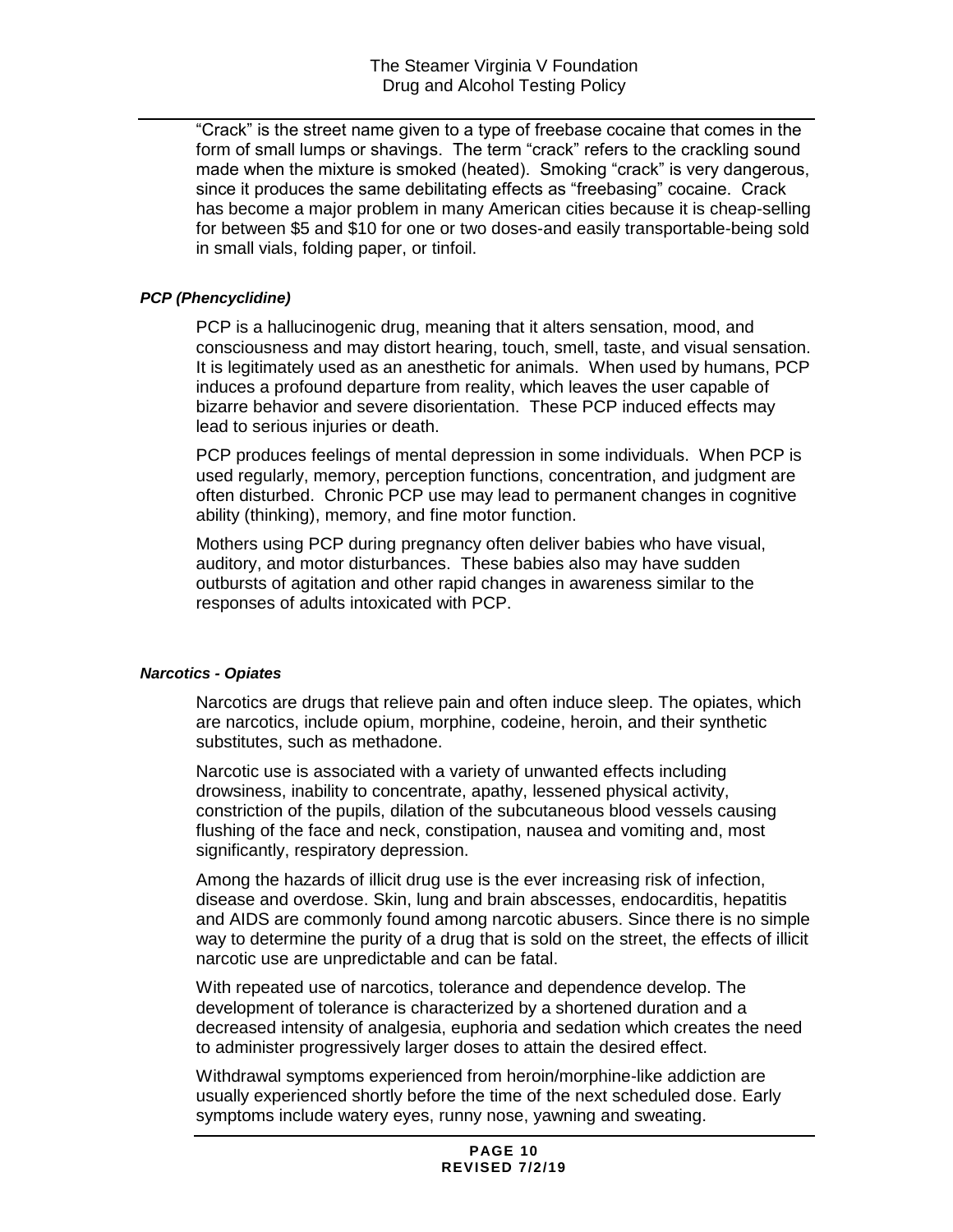"Crack" is the street name given to a type of freebase cocaine that comes in the form of small lumps or shavings. The term "crack" refers to the crackling sound made when the mixture is smoked (heated). Smoking "crack" is very dangerous, since it produces the same debilitating effects as "freebasing" cocaine. Crack has become a major problem in many American cities because it is cheap-selling for between $5 and $10 for one or two doses-and easily transportable-being sold in small vials, folding paper, or tinfoil.

#### ***PCP (Phencyclidine)***

PCP is a hallucinogenic drug, meaning that it alters sensation, mood, and consciousness and may distort hearing, touch, smell, taste, and visual sensation. It is legitimately used as an anesthetic for animals. When used by humans, PCP induces a profound departure from reality, which leaves the user capable of bizarre behavior and severe disorientation. These PCP induced effects may lead to serious injuries or death.

PCP produces feelings of mental depression in some individuals. When PCP is used regularly, memory, perception functions, concentration, and judgment are often disturbed. Chronic PCP use may lead to permanent changes in cognitive ability (thinking), memory, and fine motor function.

Mothers using PCP during pregnancy often deliver babies who have visual, auditory, and motor disturbances. These babies also may have sudden outbursts of agitation and other rapid changes in awareness similar to the responses of adults intoxicated with PCP.

#### ***Narcotics - Opiates***

Narcotics are drugs that relieve pain and often induce sleep. The opiates, which are narcotics, include opium, morphine, codeine, heroin, and their synthetic substitutes, such as methadone.

Narcotic use is associated with a variety of unwanted effects including drowsiness, inability to concentrate, apathy, lessened physical activity, constriction of the pupils, dilation of the subcutaneous blood vessels causing flushing of the face and neck, constipation, nausea and vomiting and, most significantly, respiratory depression.

Among the hazards of illicit drug use is the ever increasing risk of infection, disease and overdose. Skin, lung and brain abscesses, endocarditis, hepatitis and AIDS are commonly found among narcotic abusers. Since there is no simple way to determine the purity of a drug that is sold on the street, the effects of illicit narcotic use are unpredictable and can be fatal.

With repeated use of narcotics, tolerance and dependence develop. The development of tolerance is characterized by a shortened duration and a decreased intensity of analgesia, euphoria and sedation which creates the need to administer progressively larger doses to attain the desired effect.

Withdrawal symptoms experienced from heroin/morphine-like addiction are usually experienced shortly before the time of the next scheduled dose. Early symptoms include watery eyes, runny nose, yawning and sweating.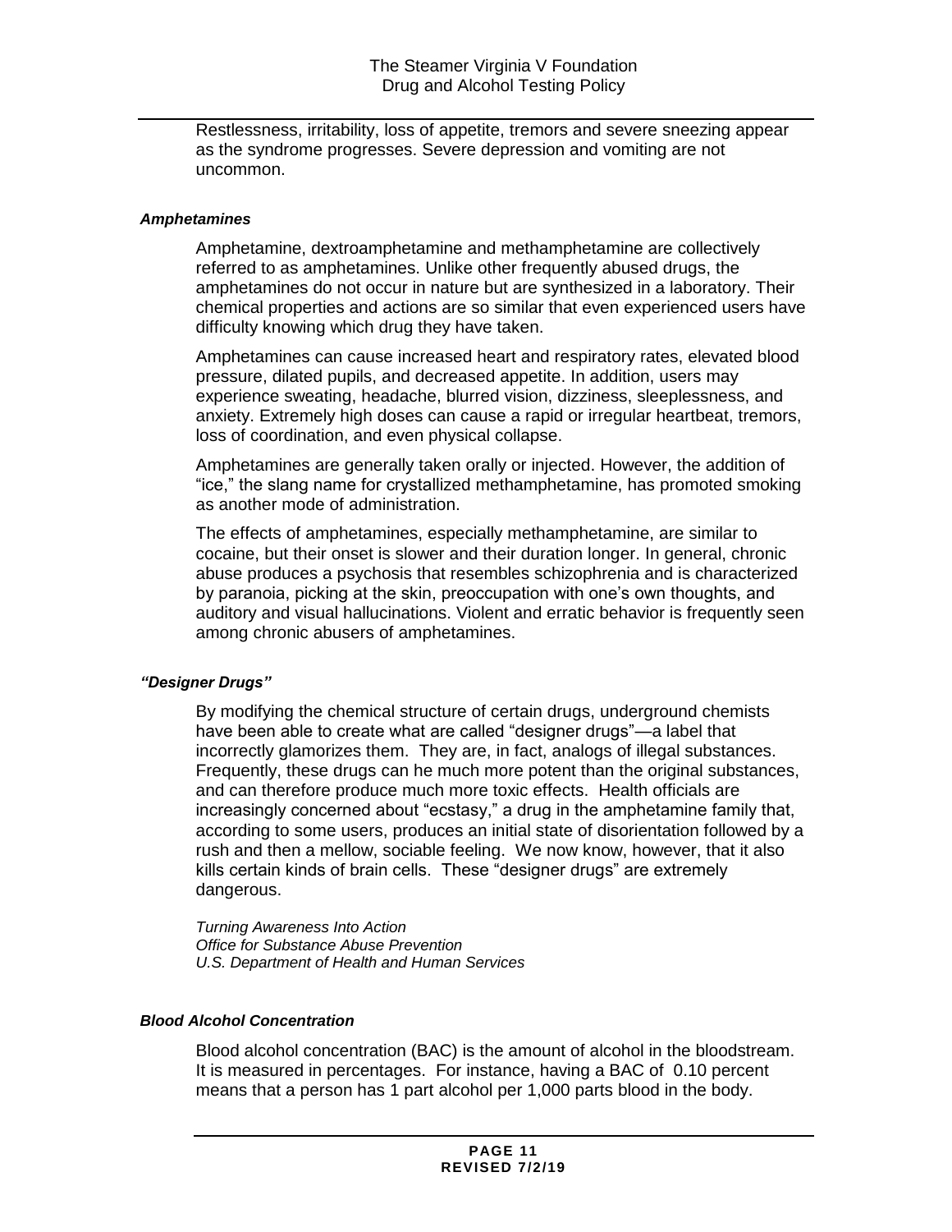Restlessness, irritability, loss of appetite, tremors and severe sneezing appear as the syndrome progresses. Severe depression and vomiting are not uncommon.

***Amphetamines***

Amphetamine, dextroamphetamine and methamphetamine are collectively referred to as amphetamines. Unlike other frequently abused drugs, the amphetamines do not occur in nature but are synthesized in a laboratory. Their chemical properties and actions are so similar that even experienced users have difficulty knowing which drug they have taken.

Amphetamines can cause increased heart and respiratory rates, elevated blood pressure, dilated pupils, and decreased appetite. In addition, users may experience sweating, headache, blurred vision, dizziness, sleeplessness, and anxiety. Extremely high doses can cause a rapid or irregular heartbeat, tremors, loss of coordination, and even physical collapse.

Amphetamines are generally taken orally or injected. However, the addition of "ice," the slang name for crystallized methamphetamine, has promoted smoking as another mode of administration.

The effects of amphetamines, especially methamphetamine, are similar to cocaine, but their onset is slower and their duration longer. In general, chronic abuse produces a psychosis that resembles schizophrenia and is characterized by paranoia, picking at the skin, preoccupation with one's own thoughts, and auditory and visual hallucinations. Violent and erratic behavior is frequently seen among chronic abusers of amphetamines.

***"Designer Drugs"***

By modifying the chemical structure of certain drugs, underground chemists have been able to create what are called "designer drugs"—a label that incorrectly glamorizes them. They are, in fact, analogs of illegal substances. Frequently, these drugs can he much more potent than the original substances, and can therefore produce much more toxic effects. Health officials are increasingly concerned about "ecstasy," a drug in the amphetamine family that, according to some users, produces an initial state of disorientation followed by a rush and then a mellow, sociable feeling. We now know, however, that it also kills certain kinds of brain cells. These "designer drugs" are extremely dangerous.

*Turning Awareness Into Action*
*Office for Substance Abuse Prevention*
*U.S. Department of Health and Human Services*

***Blood Alcohol Concentration***

Blood alcohol concentration (BAC) is the amount of alcohol in the bloodstream. It is measured in percentages. For instance, having a BAC of 0.10 percent means that a person has 1 part alcohol per 1,000 parts blood in the body.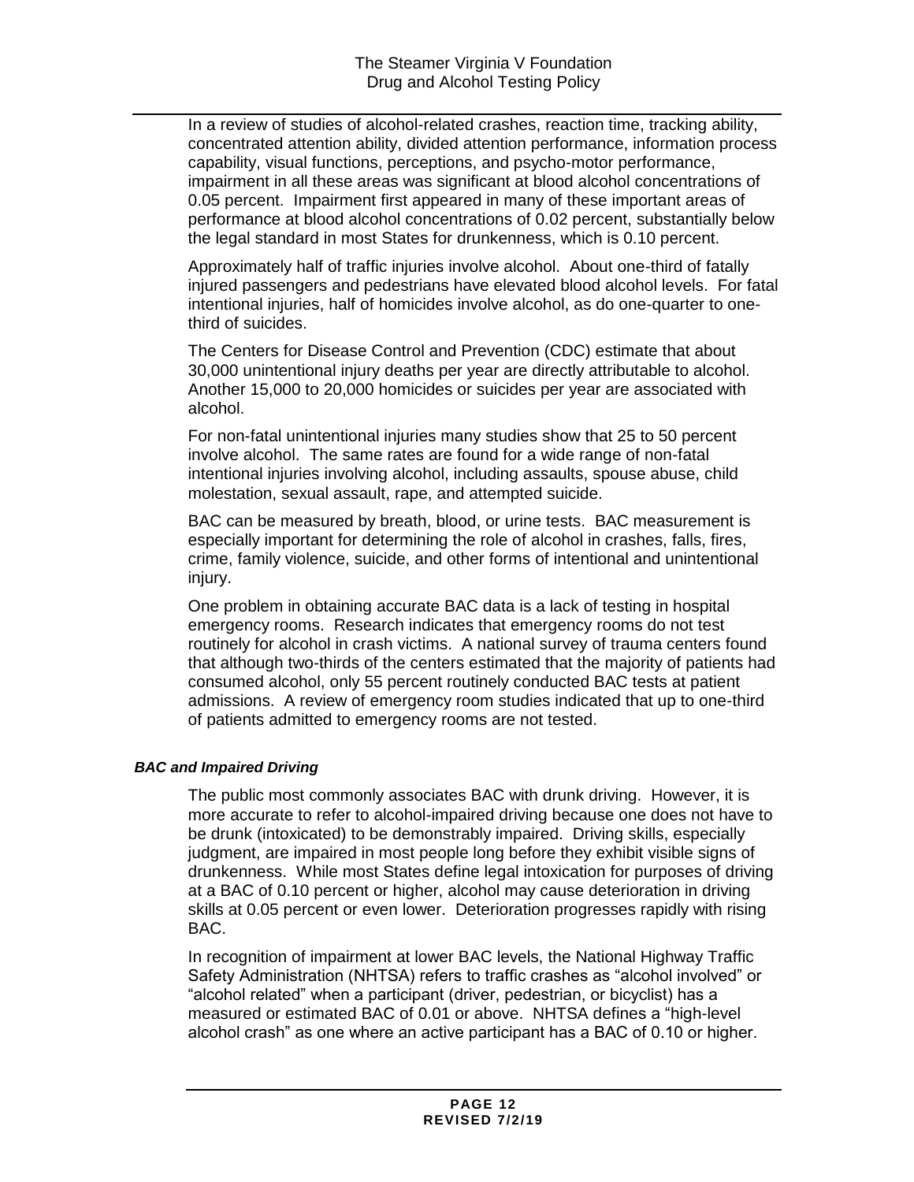In a review of studies of alcohol-related crashes, reaction time, tracking ability, concentrated attention ability, divided attention performance, information process capability, visual functions, perceptions, and psycho-motor performance, impairment in all these areas was significant at blood alcohol concentrations of 0.05 percent. Impairment first appeared in many of these important areas of performance at blood alcohol concentrations of 0.02 percent, substantially below the legal standard in most States for drunkenness, which is 0.10 percent.

Approximately half of traffic injuries involve alcohol. About one-third of fatally injured passengers and pedestrians have elevated blood alcohol levels. For fatal intentional injuries, half of homicides involve alcohol, as do one-quarter to one-third of suicides.

The Centers for Disease Control and Prevention (CDC) estimate that about 30,000 unintentional injury deaths per year are directly attributable to alcohol. Another 15,000 to 20,000 homicides or suicides per year are associated with alcohol.

For non-fatal unintentional injuries many studies show that 25 to 50 percent involve alcohol. The same rates are found for a wide range of non-fatal intentional injuries involving alcohol, including assaults, spouse abuse, child molestation, sexual assault, rape, and attempted suicide.

BAC can be measured by breath, blood, or urine tests. BAC measurement is especially important for determining the role of alcohol in crashes, falls, fires, crime, family violence, suicide, and other forms of intentional and unintentional injury.

One problem in obtaining accurate BAC data is a lack of testing in hospital emergency rooms. Research indicates that emergency rooms do not test routinely for alcohol in crash victims. A national survey of trauma centers found that although two-thirds of the centers estimated that the majority of patients had consumed alcohol, only 55 percent routinely conducted BAC tests at patient admissions. A review of emergency room studies indicated that up to one-third of patients admitted to emergency rooms are not tested.

### *BAC and Impaired Driving*

The public most commonly associates BAC with drunk driving. However, it is more accurate to refer to alcohol-impaired driving because one does not have to be drunk (intoxicated) to be demonstrably impaired. Driving skills, especially judgment, are impaired in most people long before they exhibit visible signs of drunkenness. While most States define legal intoxication for purposes of driving at a BAC of 0.10 percent or higher, alcohol may cause deterioration in driving skills at 0.05 percent or even lower. Deterioration progresses rapidly with rising BAC.

In recognition of impairment at lower BAC levels, the National Highway Traffic Safety Administration (NHTSA) refers to traffic crashes as "alcohol involved" or "alcohol related" when a participant (driver, pedestrian, or bicyclist) has a measured or estimated BAC of 0.01 or above. NHTSA defines a "high-level alcohol crash" as one where an active participant has a BAC of 0.10 or higher.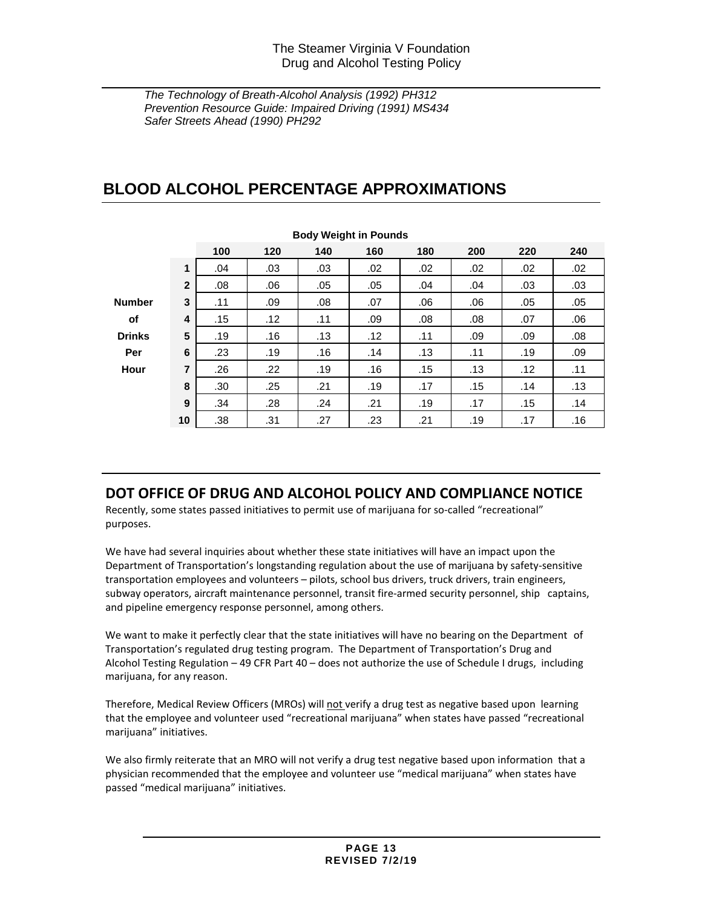*The Technology of Breath-Alcohol Analysis (1992) PH312*
*Prevention Resource Guide: Impaired Driving (1991) MS434*
*Safer Streets Ahead (1990) PH292*

# BLOOD ALCOHOL PERCENTAGE APPROXIMATIONS

| | | Body Weight in Pounds | | | | | | | |
|---|---|---|---|---|---|---|---|---|---|
| | | **100** | **120** | **140** | **160** | **180** | **200** | **220** | **240** |
| **Number of Drinks Per Hour** | **1** | .04 | .03 | .03 | .02 | .02 | .02 | .02 | .02 |
| | **2** | .08 | .06 | .05 | .05 | .04 | .04 | .03 | .03 |
| | **3** | .11 | .09 | .08 | .07 | .06 | .06 | .05 | .05 |
| | **4** | .15 | .12 | .11 | .09 | .08 | .08 | .07 | .06 |
| | **5** | .19 | .16 | .13 | .12 | .11 | .09 | .09 | .08 |
| | **6** | .23 | .19 | .16 | .14 | .13 | .11 | .19 | .09 |
| | **7** | .26 | .22 | .19 | .16 | .15 | .13 | .12 | .11 |
| | **8** | .30 | .25 | .21 | .19 | .17 | .15 | .14 | .13 |
| | **9** | .34 | .28 | .24 | .21 | .19 | .17 | .15 | .14 |
| | **10** | .38 | .31 | .27 | .23 | .21 | .19 | .17 | .16 |

## DOT OFFICE OF DRUG AND ALCOHOL POLICY AND COMPLIANCE NOTICE

Recently, some states passed initiatives to permit use of marijuana for so-called "recreational" purposes.

We have had several inquiries about whether these state initiatives will have an impact upon the Department of Transportation's longstanding regulation about the use of marijuana by safety-sensitive transportation employees and volunteers – pilots, school bus drivers, truck drivers, train engineers, subway operators, aircraft maintenance personnel, transit fire-armed security personnel, ship captains, and pipeline emergency response personnel, among others.

We want to make it perfectly clear that the state initiatives will have no bearing on the Department of Transportation's regulated drug testing program. The Department of Transportation's Drug and Alcohol Testing Regulation – 49 CFR Part 40 – does not authorize the use of Schedule I drugs, including marijuana, for any reason.

Therefore, Medical Review Officers (MROs) will <u>not</u> verify a drug test as negative based upon learning that the employee and volunteer used "recreational marijuana" when states have passed "recreational marijuana" initiatives.

We also firmly reiterate that an MRO will not verify a drug test negative based upon information that a physician recommended that the employee and volunteer use "medical marijuana" when states have passed "medical marijuana" initiatives.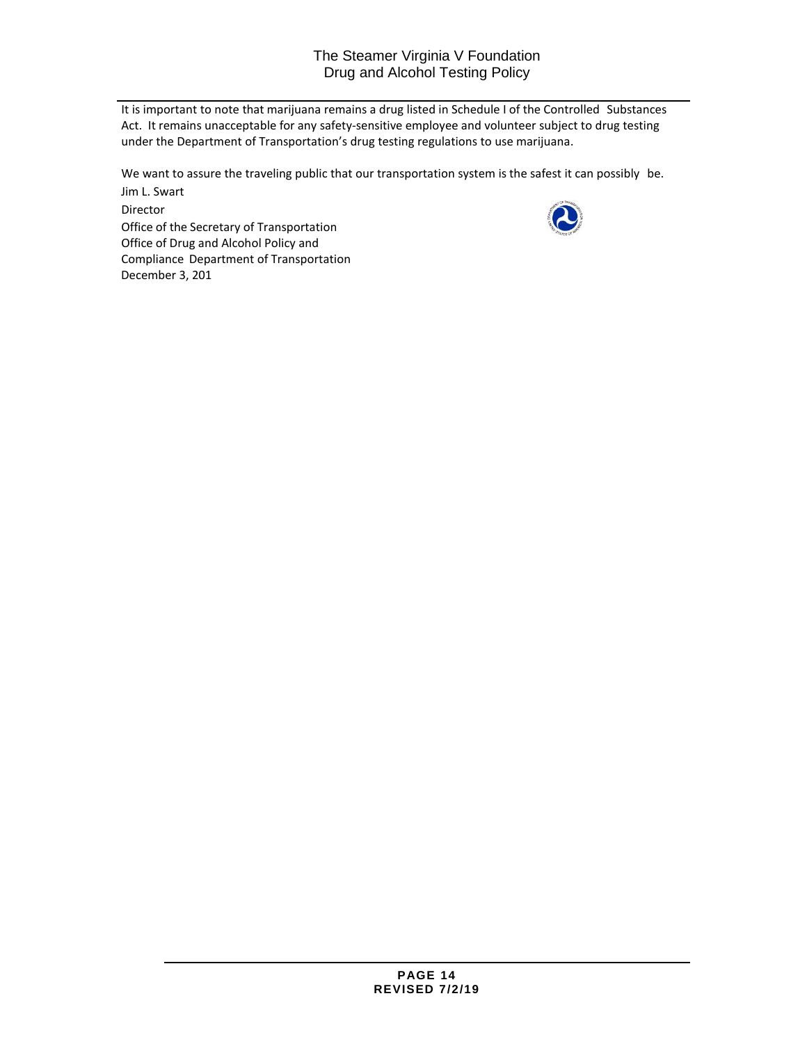It is important to note that marijuana remains a drug listed in Schedule I of the Controlled Substances Act. It remains unacceptable for any safety-sensitive employee and volunteer subject to drug testing under the Department of Transportation's drug testing regulations to use marijuana.

We want to assure the traveling public that our transportation system is the safest it can possibly be.

Jim L. Swart

Director

Office of the Secretary of Transportation
Office of Drug and Alcohol Policy and
Compliance Department of Transportation
December 3, 201